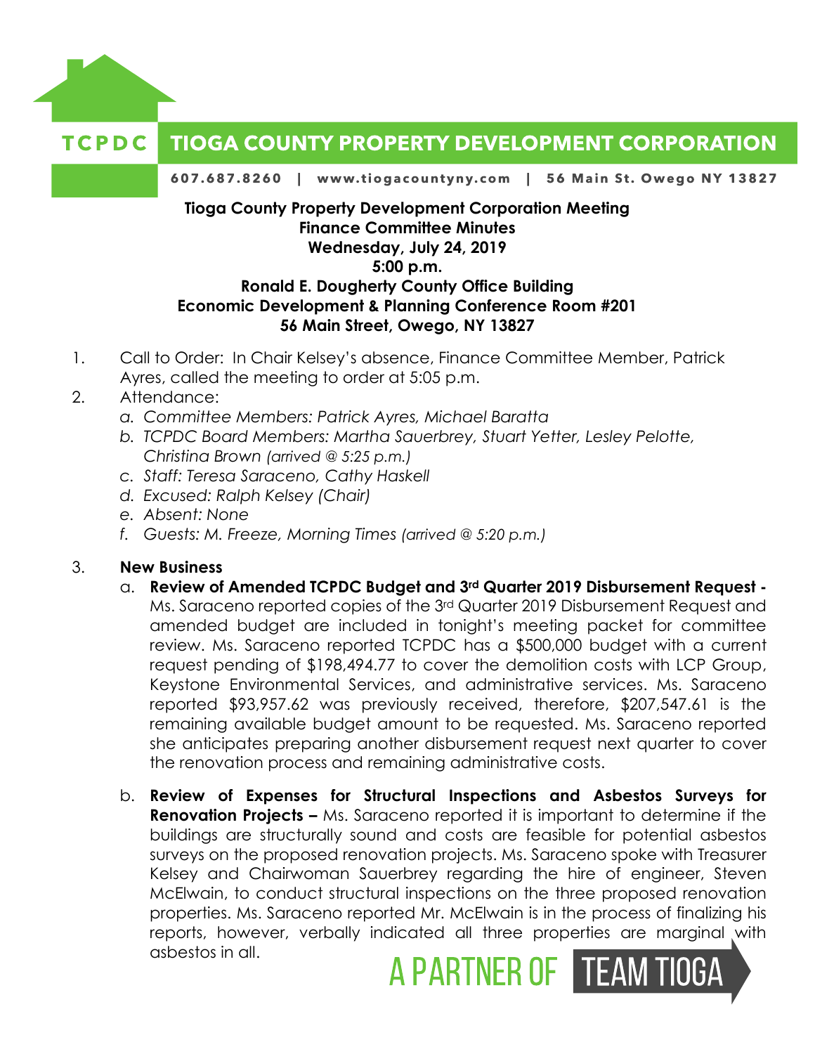# TCPDC TIOGA COUNTY PROPERTY DEVELOPMENT CORPORATION

607.687.8260 | www.tiogacountyny.com | 56 Main St. Owego NY 13827

**Tioga County Property Development Corporation Meeting**
**Finance Committee Minutes**
**Wednesday, July 24, 2019**
**5:00 p.m.**
**Ronald E. Dougherty County Office Building**
**Economic Development & Planning Conference Room #201**
**56 Main Street, Owego, NY 13827**

1. Call to Order: In Chair Kelsey's absence, Finance Committee Member, Patrick Ayres, called the meeting to order at 5:05 p.m.
2. Attendance:
   a. *Committee Members: Patrick Ayres, Michael Baratta*
   b. *TCPDC Board Members: Martha Sauerbrey, Stuart Yetter, Lesley Pelotte, Christina Brown (arrived @ 5:25 p.m.)*
   c. *Staff: Teresa Saraceno, Cathy Haskell*
   d. *Excused: Ralph Kelsey (Chair)*
   e. *Absent: None*
   f. *Guests: M. Freeze, Morning Times (arrived @ 5:20 p.m.)*

3. **New Business**
   a. **Review of Amended TCPDC Budget and 3rd Quarter 2019 Disbursement Request -** Ms. Saraceno reported copies of the 3rd Quarter 2019 Disbursement Request and amended budget are included in tonight's meeting packet for committee review. Ms. Saraceno reported TCPDC has a $500,000 budget with a current request pending of $198,494.77 to cover the demolition costs with LCP Group, Keystone Environmental Services, and administrative services. Ms. Saraceno reported $93,957.62 was previously received, therefore, $207,547.61 is the remaining available budget amount to be requested. Ms. Saraceno reported she anticipates preparing another disbursement request next quarter to cover the renovation process and remaining administrative costs.

   b. **Review of Expenses for Structural Inspections and Asbestos Surveys for Renovation Projects –** Ms. Saraceno reported it is important to determine if the buildings are structurally sound and costs are feasible for potential asbestos surveys on the proposed renovation projects. Ms. Saraceno spoke with Treasurer Kelsey and Chairwoman Sauerbrey regarding the hire of engineer, Steven McElwain, to conduct structural inspections on the three proposed renovation properties. Ms. Saraceno reported Mr. McElwain is in the process of finalizing his reports, however, verbally indicated all three properties are marginal with asbestos in all.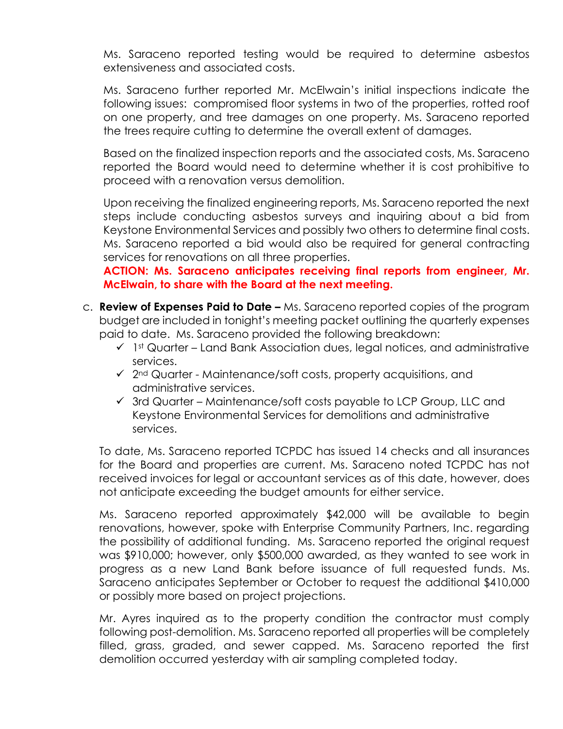Ms. Saraceno reported testing would be required to determine asbestos extensiveness and associated costs.

Ms. Saraceno further reported Mr. McElwain's initial inspections indicate the following issues: compromised floor systems in two of the properties, rotted roof on one property, and tree damages on one property. Ms. Saraceno reported the trees require cutting to determine the overall extent of damages.

Based on the finalized inspection reports and the associated costs, Ms. Saraceno reported the Board would need to determine whether it is cost prohibitive to proceed with a renovation versus demolition.

Upon receiving the finalized engineering reports, Ms. Saraceno reported the next steps include conducting asbestos surveys and inquiring about a bid from Keystone Environmental Services and possibly two others to determine final costs. Ms. Saraceno reported a bid would also be required for general contracting services for renovations on all three properties.

**ACTION: Ms. Saraceno anticipates receiving final reports from engineer, Mr. McElwain, to share with the Board at the next meeting.**

c. **Review of Expenses Paid to Date –** Ms. Saraceno reported copies of the program budget are included in tonight's meeting packet outlining the quarterly expenses paid to date. Ms. Saraceno provided the following breakdown:

- ✓ 1st Quarter – Land Bank Association dues, legal notices, and administrative services.
- ✓ 2nd Quarter - Maintenance/soft costs, property acquisitions, and administrative services.
- ✓ 3rd Quarter – Maintenance/soft costs payable to LCP Group, LLC and Keystone Environmental Services for demolitions and administrative services.

To date, Ms. Saraceno reported TCPDC has issued 14 checks and all insurances for the Board and properties are current. Ms. Saraceno noted TCPDC has not received invoices for legal or accountant services as of this date, however, does not anticipate exceeding the budget amounts for either service.

Ms. Saraceno reported approximately $42,000 will be available to begin renovations, however, spoke with Enterprise Community Partners, Inc. regarding the possibility of additional funding. Ms. Saraceno reported the original request was $910,000; however, only $500,000 awarded, as they wanted to see work in progress as a new Land Bank before issuance of full requested funds. Ms. Saraceno anticipates September or October to request the additional $410,000 or possibly more based on project projections.

Mr. Ayres inquired as to the property condition the contractor must comply following post-demolition. Ms. Saraceno reported all properties will be completely filled, grass, graded, and sewer capped. Ms. Saraceno reported the first demolition occurred yesterday with air sampling completed today.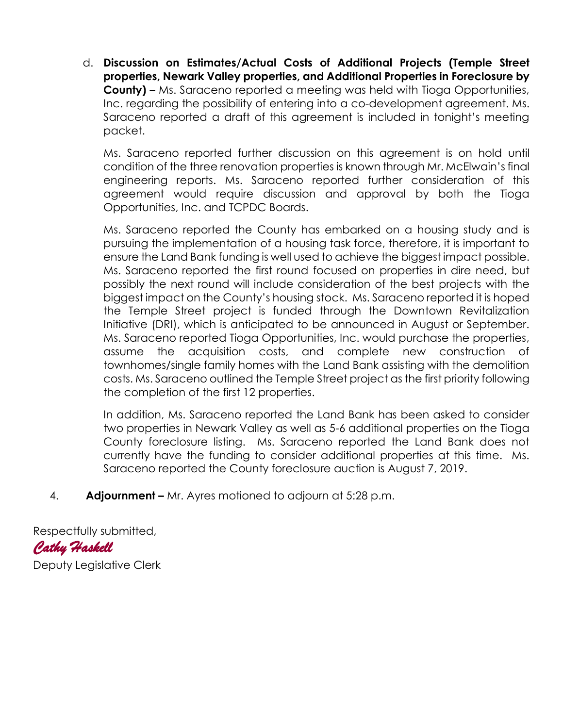d. **Discussion on Estimates/Actual Costs of Additional Projects (Temple Street properties, Newark Valley properties, and Additional Properties in Foreclosure by County) –** Ms. Saraceno reported a meeting was held with Tioga Opportunities, Inc. regarding the possibility of entering into a co-development agreement. Ms. Saraceno reported a draft of this agreement is included in tonight's meeting packet.

Ms. Saraceno reported further discussion on this agreement is on hold until condition of the three renovation properties is known through Mr. McElwain's final engineering reports. Ms. Saraceno reported further consideration of this agreement would require discussion and approval by both the Tioga Opportunities, Inc. and TCPDC Boards.

Ms. Saraceno reported the County has embarked on a housing study and is pursuing the implementation of a housing task force, therefore, it is important to ensure the Land Bank funding is well used to achieve the biggest impact possible. Ms. Saraceno reported the first round focused on properties in dire need, but possibly the next round will include consideration of the best projects with the biggest impact on the County's housing stock. Ms. Saraceno reported it is hoped the Temple Street project is funded through the Downtown Revitalization Initiative (DRI), which is anticipated to be announced in August or September. Ms. Saraceno reported Tioga Opportunities, Inc. would purchase the properties, assume the acquisition costs, and complete new construction of townhomes/single family homes with the Land Bank assisting with the demolition costs. Ms. Saraceno outlined the Temple Street project as the first priority following the completion of the first 12 properties.

In addition, Ms. Saraceno reported the Land Bank has been asked to consider two properties in Newark Valley as well as 5-6 additional properties on the Tioga County foreclosure listing. Ms. Saraceno reported the Land Bank does not currently have the funding to consider additional properties at this time. Ms. Saraceno reported the County foreclosure auction is August 7, 2019.

4. **Adjournment –** Mr. Ayres motioned to adjourn at 5:28 p.m.

Respectfully submitted,

*Cathy Haskell*

Deputy Legislative Clerk